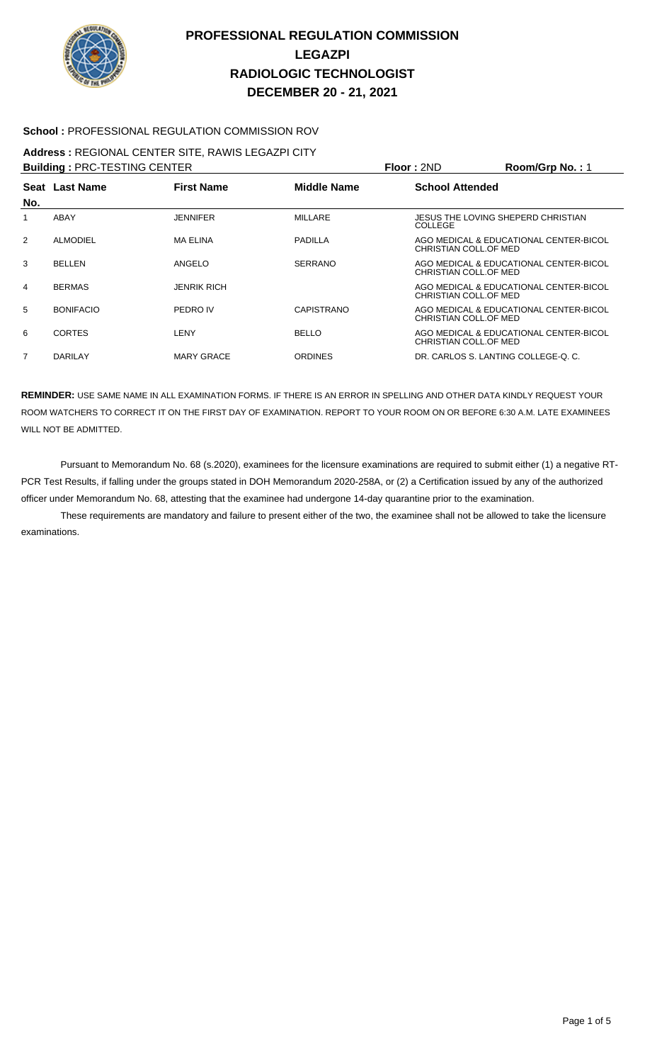# PROFESSIONAL REGULATION COMMISSION
## LEGAZPI
## RADIOLOGIC TECHNOLOGIST
## DECEMBER 20 - 21, 2021

**School :** PROFESSIONAL REGULATION COMMISSION ROV

**Address :** REGIONAL CENTER SITE, RAWIS LEGAZPI CITY

**Building :** PRC-TESTING CENTER **Floor :** 2ND **Room/Grp No. :** 1

| Seat No. | Last Name | First Name | Middle Name | School Attended |
|---|---|---|---|---|
| 1 | ABAY | JENNIFER | MILLARE | JESUS THE LOVING SHEPERD CHRISTIAN COLLEGE |
| 2 | ALMODIEL | MA ELINA | PADILLA | AGO MEDICAL & EDUCATIONAL CENTER-BICOL CHRISTIAN COLL.OF MED |
| 3 | BELLEN | ANGELO | SERRANO | AGO MEDICAL & EDUCATIONAL CENTER-BICOL CHRISTIAN COLL.OF MED |
| 4 | BERMAS | JENRIK RICH | | AGO MEDICAL & EDUCATIONAL CENTER-BICOL CHRISTIAN COLL.OF MED |
| 5 | BONIFACIO | PEDRO IV | CAPISTRANO | AGO MEDICAL & EDUCATIONAL CENTER-BICOL CHRISTIAN COLL.OF MED |
| 6 | CORTES | LENY | BELLO | AGO MEDICAL & EDUCATIONAL CENTER-BICOL CHRISTIAN COLL.OF MED |
| 7 | DARILAY | MARY GRACE | ORDINES | DR. CARLOS S. LANTING COLLEGE-Q. C. |

**REMINDER:** USE SAME NAME IN ALL EXAMINATION FORMS. IF THERE IS AN ERROR IN SPELLING AND OTHER DATA KINDLY REQUEST YOUR ROOM WATCHERS TO CORRECT IT ON THE FIRST DAY OF EXAMINATION. REPORT TO YOUR ROOM ON OR BEFORE 6:30 A.M. LATE EXAMINEES WILL NOT BE ADMITTED.

Pursuant to Memorandum No. 68 (s.2020), examinees for the licensure examinations are required to submit either (1) a negative RT-PCR Test Results, if falling under the groups stated in DOH Memorandum 2020-258A, or (2) a Certification issued by any of the authorized officer under Memorandum No. 68, attesting that the examinee had undergone 14-day quarantine prior to the examination.

These requirements are mandatory and failure to present either of the two, the examinee shall not be allowed to take the licensure examinations.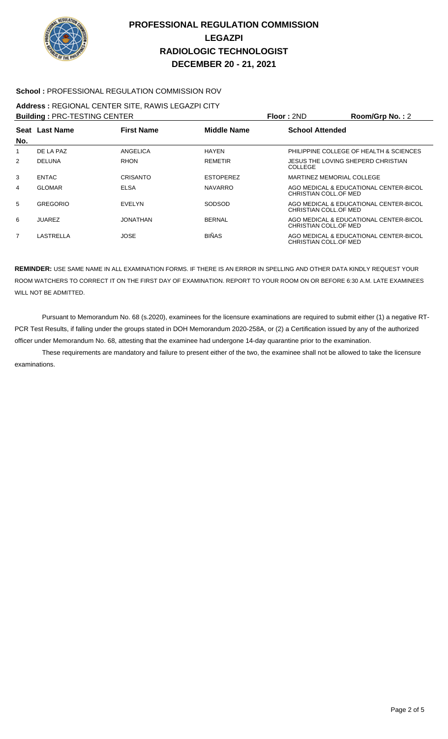# PROFESSIONAL REGULATION COMMISSION
# LEGAZPI
# RADIOLOGIC TECHNOLOGIST
# DECEMBER 20 - 21, 2021

**School :** PROFESSIONAL REGULATION COMMISSION ROV

**Address :** REGIONAL CENTER SITE, RAWIS LEGAZPI CITY

**Building :** PRC-TESTING CENTER **Floor :** 2ND **Room/Grp No. :** 2

| Seat No. | Last Name | First Name | Middle Name | School Attended |
|---|---|---|---|---|
| 1 | DE LA PAZ | ANGELICA | HAYEN | PHILIPPINE COLLEGE OF HEALTH & SCIENCES |
| 2 | DELUNA | RHON | REMETIR | JESUS THE LOVING SHEPERD CHRISTIAN COLLEGE |
| 3 | ENTAC | CRISANTO | ESTOPEREZ | MARTINEZ MEMORIAL COLLEGE |
| 4 | GLOMAR | ELSA | NAVARRO | AGO MEDICAL & EDUCATIONAL CENTER-BICOL CHRISTIAN COLL.OF MED |
| 5 | GREGORIO | EVELYN | SODSOD | AGO MEDICAL & EDUCATIONAL CENTER-BICOL CHRISTIAN COLL.OF MED |
| 6 | JUAREZ | JONATHAN | BERNAL | AGO MEDICAL & EDUCATIONAL CENTER-BICOL CHRISTIAN COLL.OF MED |
| 7 | LASTRELLA | JOSE | BIÑAS | AGO MEDICAL & EDUCATIONAL CENTER-BICOL CHRISTIAN COLL.OF MED |

**REMINDER:** USE SAME NAME IN ALL EXAMINATION FORMS. IF THERE IS AN ERROR IN SPELLING AND OTHER DATA KINDLY REQUEST YOUR ROOM WATCHERS TO CORRECT IT ON THE FIRST DAY OF EXAMINATION. REPORT TO YOUR ROOM ON OR BEFORE 6:30 A.M. LATE EXAMINEES WILL NOT BE ADMITTED.

Pursuant to Memorandum No. 68 (s.2020), examinees for the licensure examinations are required to submit either (1) a negative RT-PCR Test Results, if falling under the groups stated in DOH Memorandum 2020-258A, or (2) a Certification issued by any of the authorized officer under Memorandum No. 68, attesting that the examinee had undergone 14-day quarantine prior to the examination.

These requirements are mandatory and failure to present either of the two, the examinee shall not be allowed to take the licensure examinations.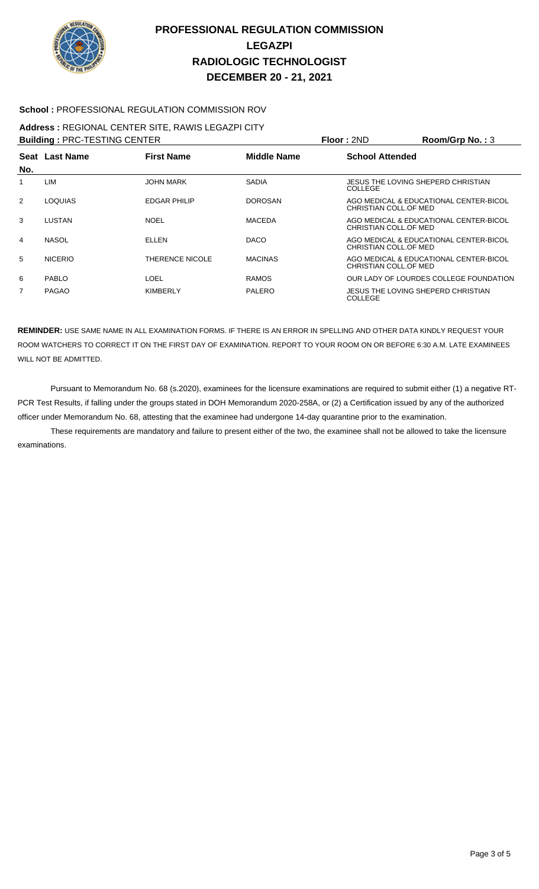# PROFESSIONAL REGULATION COMMISSION
## LEGAZPI
## RADIOLOGIC TECHNOLOGIST
## DECEMBER 20 - 21, 2021

**School :** PROFESSIONAL REGULATION COMMISSION ROV

**Address :** REGIONAL CENTER SITE, RAWIS LEGAZPI CITY

**Building :** PRC-TESTING CENTER **Floor :** 2ND **Room/Grp No. :** 3

| Seat No. | Last Name | First Name | Middle Name | School Attended |
|---|---|---|---|---|
| 1 | LIM | JOHN MARK | SADIA | JESUS THE LOVING SHEPERD CHRISTIAN COLLEGE |
| 2 | LOQUIAS | EDGAR PHILIP | DOROSAN | AGO MEDICAL & EDUCATIONAL CENTER-BICOL CHRISTIAN COLL.OF MED |
| 3 | LUSTAN | NOEL | MACEDA | AGO MEDICAL & EDUCATIONAL CENTER-BICOL CHRISTIAN COLL.OF MED |
| 4 | NASOL | ELLEN | DACO | AGO MEDICAL & EDUCATIONAL CENTER-BICOL CHRISTIAN COLL.OF MED |
| 5 | NICERIO | THERENCE NICOLE | MACINAS | AGO MEDICAL & EDUCATIONAL CENTER-BICOL CHRISTIAN COLL.OF MED |
| 6 | PABLO | LOEL | RAMOS | OUR LADY OF LOURDES COLLEGE FOUNDATION |
| 7 | PAGAO | KIMBERLY | PALERO | JESUS THE LOVING SHEPERD CHRISTIAN COLLEGE |

**REMINDER:** USE SAME NAME IN ALL EXAMINATION FORMS. IF THERE IS AN ERROR IN SPELLING AND OTHER DATA KINDLY REQUEST YOUR ROOM WATCHERS TO CORRECT IT ON THE FIRST DAY OF EXAMINATION. REPORT TO YOUR ROOM ON OR BEFORE 6:30 A.M. LATE EXAMINEES WILL NOT BE ADMITTED.

Pursuant to Memorandum No. 68 (s.2020), examinees for the licensure examinations are required to submit either (1) a negative RT-PCR Test Results, if falling under the groups stated in DOH Memorandum 2020-258A, or (2) a Certification issued by any of the authorized officer under Memorandum No. 68, attesting that the examinee had undergone 14-day quarantine prior to the examination.

These requirements are mandatory and failure to present either of the two, the examinee shall not be allowed to take the licensure examinations.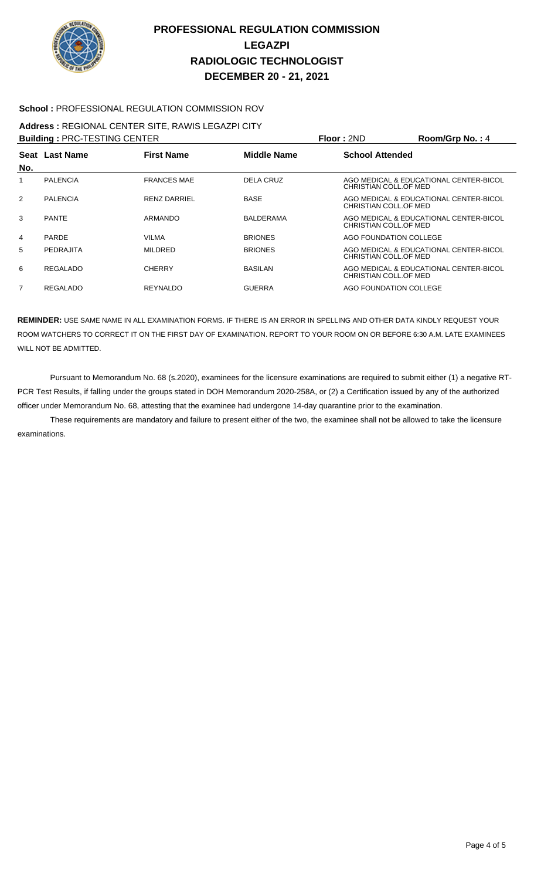# PROFESSIONAL REGULATION COMMISSION
# LEGAZPI
# RADIOLOGIC TECHNOLOGIST
# DECEMBER 20 - 21, 2021

**School :** PROFESSIONAL REGULATION COMMISSION ROV

**Address :** REGIONAL CENTER SITE, RAWIS LEGAZPI CITY

**Building :** PRC-TESTING CENTER **Floor :** 2ND **Room/Grp No. :** 4

| Seat No. | Last Name | First Name | Middle Name | School Attended |
|---|---|---|---|---|
| 1 | PALENCIA | FRANCES MAE | DELA CRUZ | AGO MEDICAL & EDUCATIONAL CENTER-BICOL CHRISTIAN COLL.OF MED |
| 2 | PALENCIA | RENZ DARRIEL | BASE | AGO MEDICAL & EDUCATIONAL CENTER-BICOL CHRISTIAN COLL.OF MED |
| 3 | PANTE | ARMANDO | BALDERAMA | AGO MEDICAL & EDUCATIONAL CENTER-BICOL CHRISTIAN COLL.OF MED |
| 4 | PARDE | VILMA | BRIONES | AGO FOUNDATION COLLEGE |
| 5 | PEDRAJITA | MILDRED | BRIONES | AGO MEDICAL & EDUCATIONAL CENTER-BICOL CHRISTIAN COLL.OF MED |
| 6 | REGALADO | CHERRY | BASILAN | AGO MEDICAL & EDUCATIONAL CENTER-BICOL CHRISTIAN COLL.OF MED |
| 7 | REGALADO | REYNALDO | GUERRA | AGO FOUNDATION COLLEGE |

**REMINDER:** USE SAME NAME IN ALL EXAMINATION FORMS. IF THERE IS AN ERROR IN SPELLING AND OTHER DATA KINDLY REQUEST YOUR ROOM WATCHERS TO CORRECT IT ON THE FIRST DAY OF EXAMINATION. REPORT TO YOUR ROOM ON OR BEFORE 6:30 A.M. LATE EXAMINEES WILL NOT BE ADMITTED.

Pursuant to Memorandum No. 68 (s.2020), examinees for the licensure examinations are required to submit either (1) a negative RT-PCR Test Results, if falling under the groups stated in DOH Memorandum 2020-258A, or (2) a Certification issued by any of the authorized officer under Memorandum No. 68, attesting that the examinee had undergone 14-day quarantine prior to the examination.

These requirements are mandatory and failure to present either of the two, the examinee shall not be allowed to take the licensure examinations.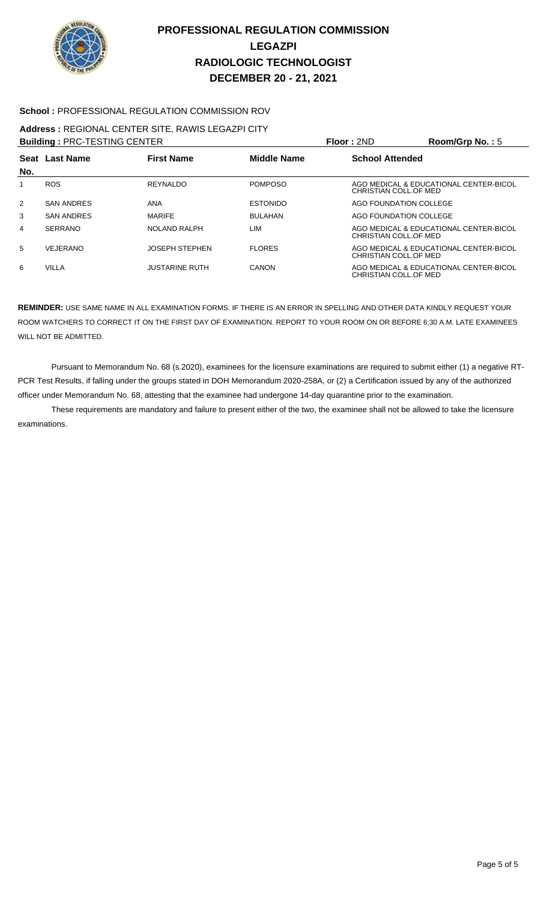# PROFESSIONAL REGULATION COMMISSION
## LEGAZPI
## RADIOLOGIC TECHNOLOGIST
## DECEMBER 20 - 21, 2021

**School :** PROFESSIONAL REGULATION COMMISSION ROV

**Address :** REGIONAL CENTER SITE, RAWIS LEGAZPI CITY

**Building :** PRC-TESTING CENTER **Floor :** 2ND **Room/Grp No. :** 5

| Seat No. | Last Name | First Name | Middle Name | School Attended |
|---|---|---|---|---|
| 1 | ROS | REYNALDO | POMPOSO | AGO MEDICAL & EDUCATIONAL CENTER-BICOL CHRISTIAN COLL.OF MED |
| 2 | SAN ANDRES | ANA | ESTONIDO | AGO FOUNDATION COLLEGE |
| 3 | SAN ANDRES | MARIFE | BULAHAN | AGO FOUNDATION COLLEGE |
| 4 | SERRANO | NOLAND RALPH | LIM | AGO MEDICAL & EDUCATIONAL CENTER-BICOL CHRISTIAN COLL.OF MED |
| 5 | VEJERANO | JOSEPH STEPHEN | FLORES | AGO MEDICAL & EDUCATIONAL CENTER-BICOL CHRISTIAN COLL.OF MED |
| 6 | VILLA | JUSTARINE RUTH | CANON | AGO MEDICAL & EDUCATIONAL CENTER-BICOL CHRISTIAN COLL.OF MED |

**REMINDER:** USE SAME NAME IN ALL EXAMINATION FORMS. IF THERE IS AN ERROR IN SPELLING AND OTHER DATA KINDLY REQUEST YOUR ROOM WATCHERS TO CORRECT IT ON THE FIRST DAY OF EXAMINATION. REPORT TO YOUR ROOM ON OR BEFORE 6:30 A.M. LATE EXAMINEES WILL NOT BE ADMITTED.

Pursuant to Memorandum No. 68 (s.2020), examinees for the licensure examinations are required to submit either (1) a negative RT-PCR Test Results, if falling under the groups stated in DOH Memorandum 2020-258A, or (2) a Certification issued by any of the authorized officer under Memorandum No. 68, attesting that the examinee had undergone 14-day quarantine prior to the examination.

These requirements are mandatory and failure to present either of the two, the examinee shall not be allowed to take the licensure examinations.